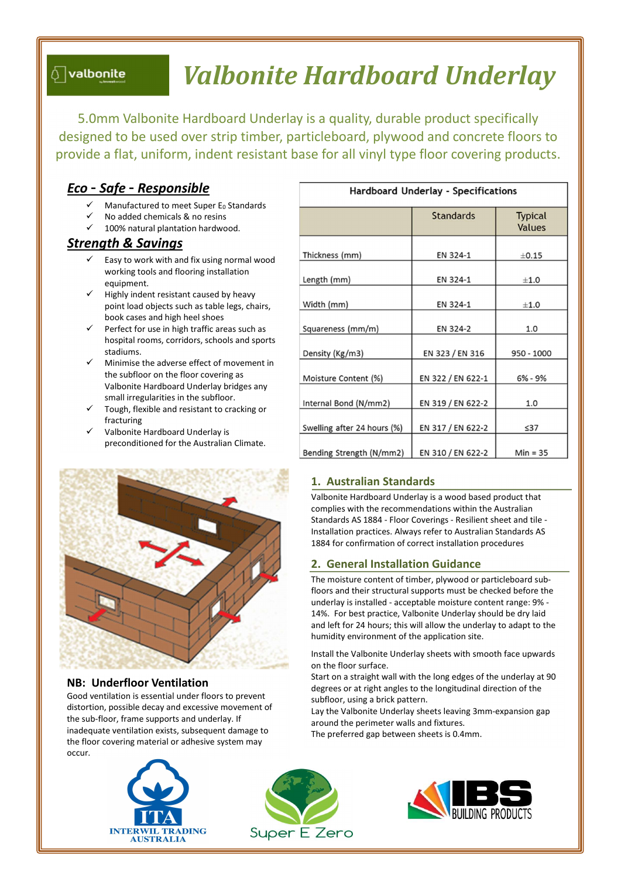valbonite

# Valbonite Hardboard Underlay

5.0mm Valbonite Hardboard Underlay is a quality, durable product specifically designed to be used over strip timber, particleboard, plywood and concrete floors to provide a flat, uniform, indent resistant base for all vinyl type floor covering products.

## *Eco - Safe - Responsible*

- ✓ Manufactured to meet Super $E_0$ Standards
- ✓ No added chemicals & no resins
- ✓ 100% natural plantation hardwood.

## *Strength & Savings*

- ✓ Easy to work with and fix using normal wood working tools and flooring installation equipment.
- ✓ Highly indent resistant caused by heavy point load objects such as table legs, chairs, book cases and high heel shoes
- ✓ Perfect for use in high traffic areas such as hospital rooms, corridors, schools and sports stadiums.
- ✓ Minimise the adverse effect of movement in the subfloor on the floor covering as Valbonite Hardboard Underlay bridges any small irregularities in the subfloor.
- ✓ Tough, flexible and resistant to cracking or fracturing
- ✓ Valbonite Hardboard Underlay is preconditioned for the Australian Climate.

**Hardboard Underlay - Specifications**

| | Standards | Typical Values |
|---|---|---|
| Thickness (mm) | EN 324-1 | ±0.15 |
| Length (mm) | EN 324-1 | ±1.0 |
| Width (mm) | EN 324-1 | ±1.0 |
| Squareness (mm/m) | EN 324-2 | 1.0 |
| Density (Kg/m3) | EN 323 / EN 316 | 950 - 1000 |
| Moisture Content (%) | EN 322 / EN 622-1 | 6% - 9% |
| Internal Bond (N/mm2) | EN 319 / EN 622-2 | 1.0 |
| Swelling after 24 hours (%) | EN 317 / EN 622-2 | ≤37 |
| Bending Strength (N/mm2) | EN 310 / EN 622-2 | Min = 35 |

### NB: Underfloor Ventilation

Good ventilation is essential under floors to prevent distortion, possible decay and excessive movement of the sub-floor, frame supports and underlay. If inadequate ventilation exists, subsequent damage to the floor covering material or adhesive system may occur.

### 1. Australian Standards

Valbonite Hardboard Underlay is a wood based product that complies with the recommendations within the Australian Standards AS 1884 - Floor Coverings - Resilient sheet and tile - Installation practices. Always refer to Australian Standards AS 1884 for confirmation of correct installation procedures

### 2. General Installation Guidance

The moisture content of timber, plywood or particleboard sub-floors and their structural supports must be checked before the underlay is installed - acceptable moisture content range: 9% - 14%. For best practice, Valbonite Underlay should be dry laid and left for 24 hours; this will allow the underlay to adapt to the humidity environment of the application site.

Install the Valbonite Underlay sheets with smooth face upwards on the floor surface.
Start on a straight wall with the long edges of the underlay at 90 degrees or at right angles to the longitudinal direction of the subfloor, using a brick pattern.
Lay the Valbonite Underlay sheets leaving 3mm-expansion gap around the perimeter walls and fixtures.
The preferred gap between sheets is 0.4mm.

ITA INTERWIL TRADING AUSTRALIA — Super E Zero — IBS BUILDING PRODUCTS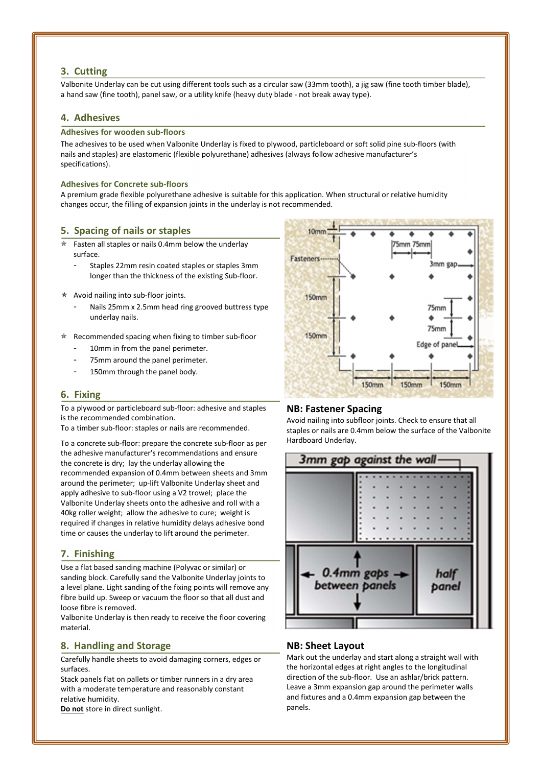## 3. Cutting

Valbonite Underlay can be cut using different tools such as a circular saw (33mm tooth), a jig saw (fine tooth timber blade), a hand saw (fine tooth), panel saw, or a utility knife (heavy duty blade - not break away type).

## 4. Adhesives

### Adhesives for wooden sub-floors

The adhesives to be used when Valbonite Underlay is fixed to plywood, particleboard or soft solid pine sub-floors (with nails and staples) are elastomeric (flexible polyurethane) adhesives (always follow adhesive manufacturer's specifications).

### Adhesives for Concrete sub-floors

A premium grade flexible polyurethane adhesive is suitable for this application. When structural or relative humidity changes occur, the filling of expansion joints in the underlay is not recommended.

## 5. Spacing of nails or staples

- Fasten all staples or nails 0.4mm below the underlay surface.
  - Staples 22mm resin coated staples or staples 3mm longer than the thickness of the existing Sub-floor.
- Avoid nailing into sub-floor joints.
  - Nails 25mm x 2.5mm head ring grooved buttress type underlay nails.
- Recommended spacing when fixing to timber sub-floor
  - 10mm in from the panel perimeter.
  - 75mm around the panel perimeter.
  - 150mm through the panel body.

10mm
Fasteners
75mm 75mm
3mm gap
150mm
75mm
150mm
75mm
Edge of panel
150mm 150mm 150mm

### NB: Fastener Spacing

Avoid nailing into subfloor joints. Check to ensure that all staples or nails are 0.4mm below the surface of the Valbonite Hardboard Underlay.

## 6. Fixing

To a plywood or particleboard sub-floor: adhesive and staples is the recommended combination.
To a timber sub-floor: staples or nails are recommended.

To a concrete sub-floor: prepare the concrete sub-floor as per the adhesive manufacturer's recommendations and ensure the concrete is dry; lay the underlay allowing the recommended expansion of 0.4mm between sheets and 3mm around the perimeter; up-lift Valbonite Underlay sheet and apply adhesive to sub-floor using a V2 trowel; place the Valbonite Underlay sheets onto the adhesive and roll with a 40kg roller weight; allow the adhesive to cure; weight is required if changes in relative humidity delays adhesive bond time or causes the underlay to lift around the perimeter.

3mm gap against the wall
0.4mm gaps between panels
half panel

### NB: Sheet Layout

Mark out the underlay and start along a straight wall with the horizontal edges at right angles to the longitudinal direction of the sub-floor. Use an ashlar/brick pattern. Leave a 3mm expansion gap around the perimeter walls and fixtures and a 0.4mm expansion gap between the panels.

## 7. Finishing

Use a flat based sanding machine (Polyvac or similar) or sanding block. Carefully sand the Valbonite Underlay joints to a level plane. Light sanding of the fixing points will remove any fibre build up. Sweep or vacuum the floor so that all dust and loose fibre is removed.
Valbonite Underlay is then ready to receive the floor covering material.

## 8. Handling and Storage

Carefully handle sheets to avoid damaging corners, edges or surfaces.
Stack panels flat on pallets or timber runners in a dry area with a moderate temperature and reasonably constant relative humidity.
**Do not** store in direct sunlight.